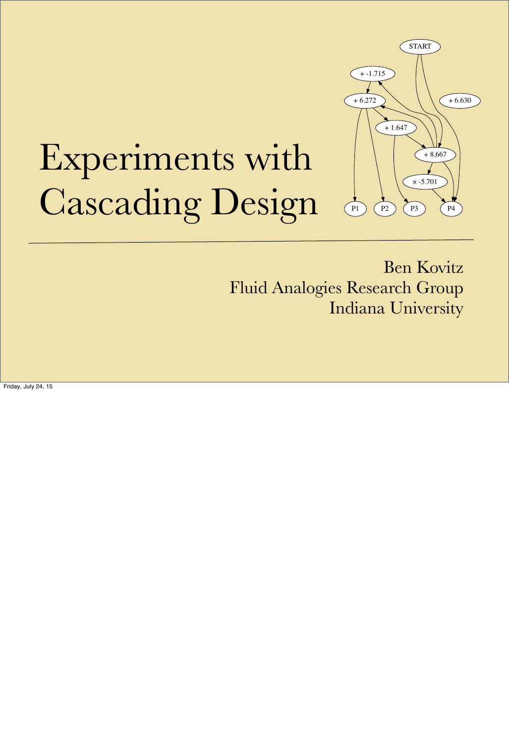# Experiments with Cascading Design

Ben Kovitz
Fluid Analogies Research Group
Indiana University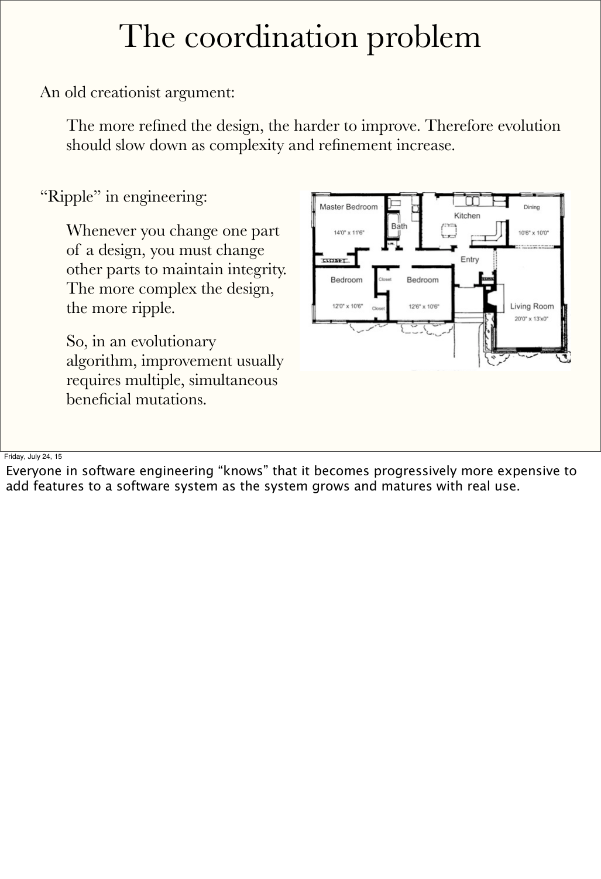# The coordination problem

An old creationist argument:

> The more refined the design, the harder to improve. Therefore evolution should slow down as complexity and refinement increase.

"Ripple" in engineering:

> Whenever you change one part of a design, you must change other parts to maintain integrity. The more complex the design, the more ripple.
>
> So, in an evolutionary algorithm, improvement usually requires multiple, simultaneous beneficial mutations.

Friday, July 24, 15

Everyone in software engineering "knows" that it becomes progressively more expensive to add features to a software system as the system grows and matures with real use.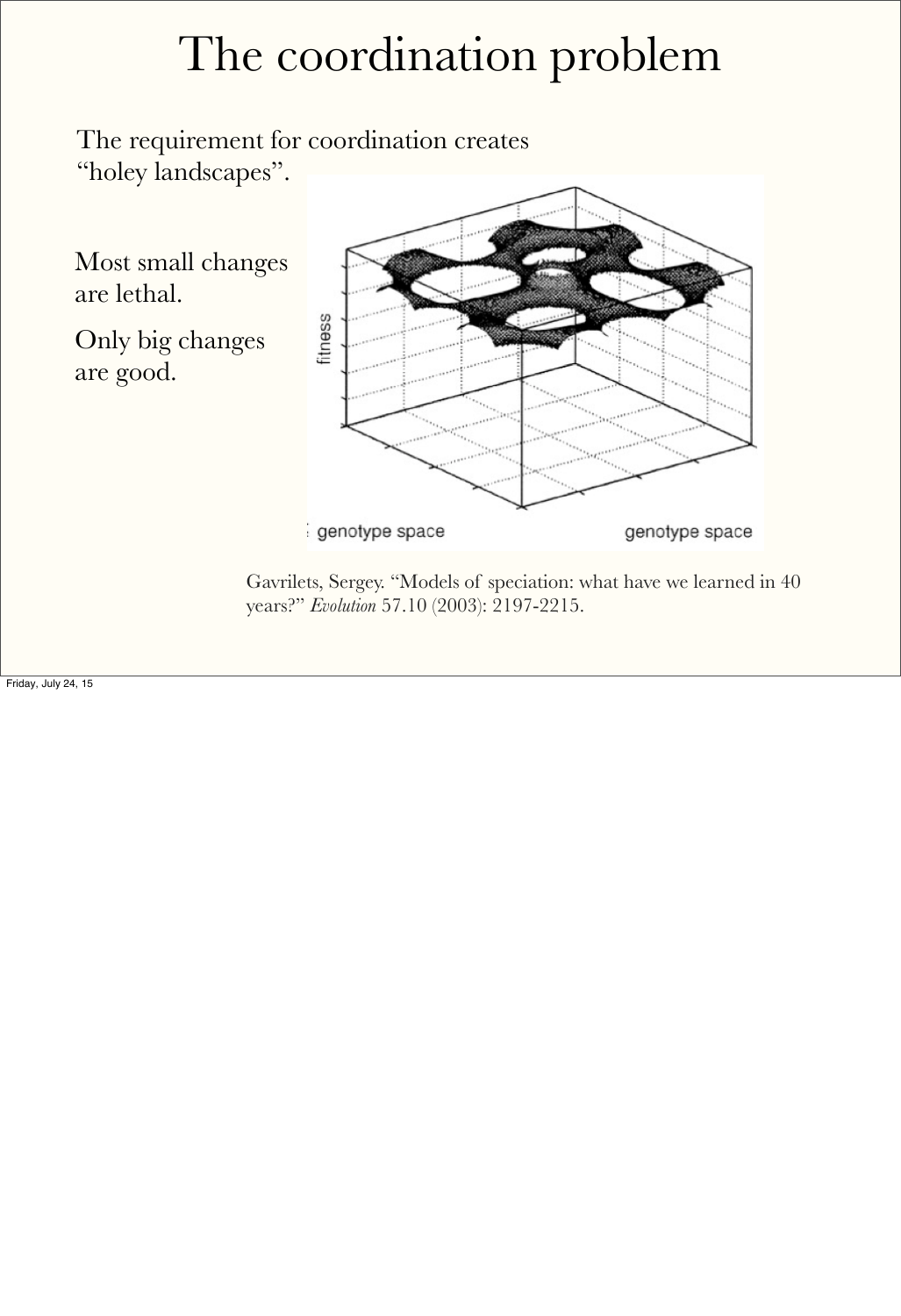# The coordination problem

The requirement for coordination creates "holey landscapes".

Most small changes are lethal.

Only big changes are good.

Gavrilets, Sergey. "Models of speciation: what have we learned in 40 years?" *Evolution* 57.10 (2003): 2197-2215.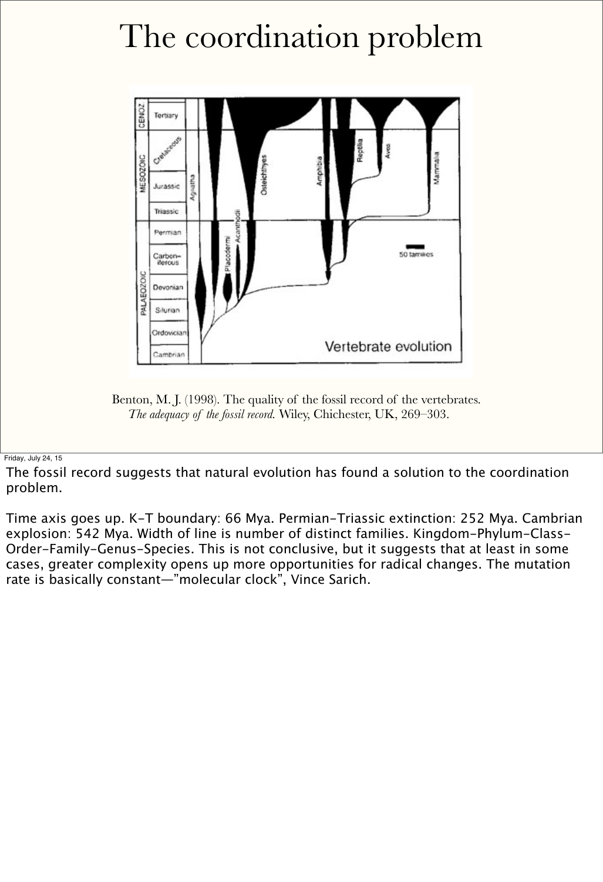# The coordination problem

Benton, M. J. (1998). The quality of the fossil record of the vertebrates. *The adequacy of the fossil record*. Wiley, Chichester, UK, 269–303.

Friday, July 24, 15

The fossil record suggests that natural evolution has found a solution to the coordination problem.

Time axis goes up. K-T boundary: 66 Mya. Permian-Triassic extinction: 252 Mya. Cambrian explosion: 542 Mya. Width of line is number of distinct families. Kingdom-Phylum-Class-Order-Family-Genus-Species. This is not conclusive, but it suggests that at least in some cases, greater complexity opens up more opportunities for radical changes. The mutation rate is basically constant—"molecular clock", Vince Sarich.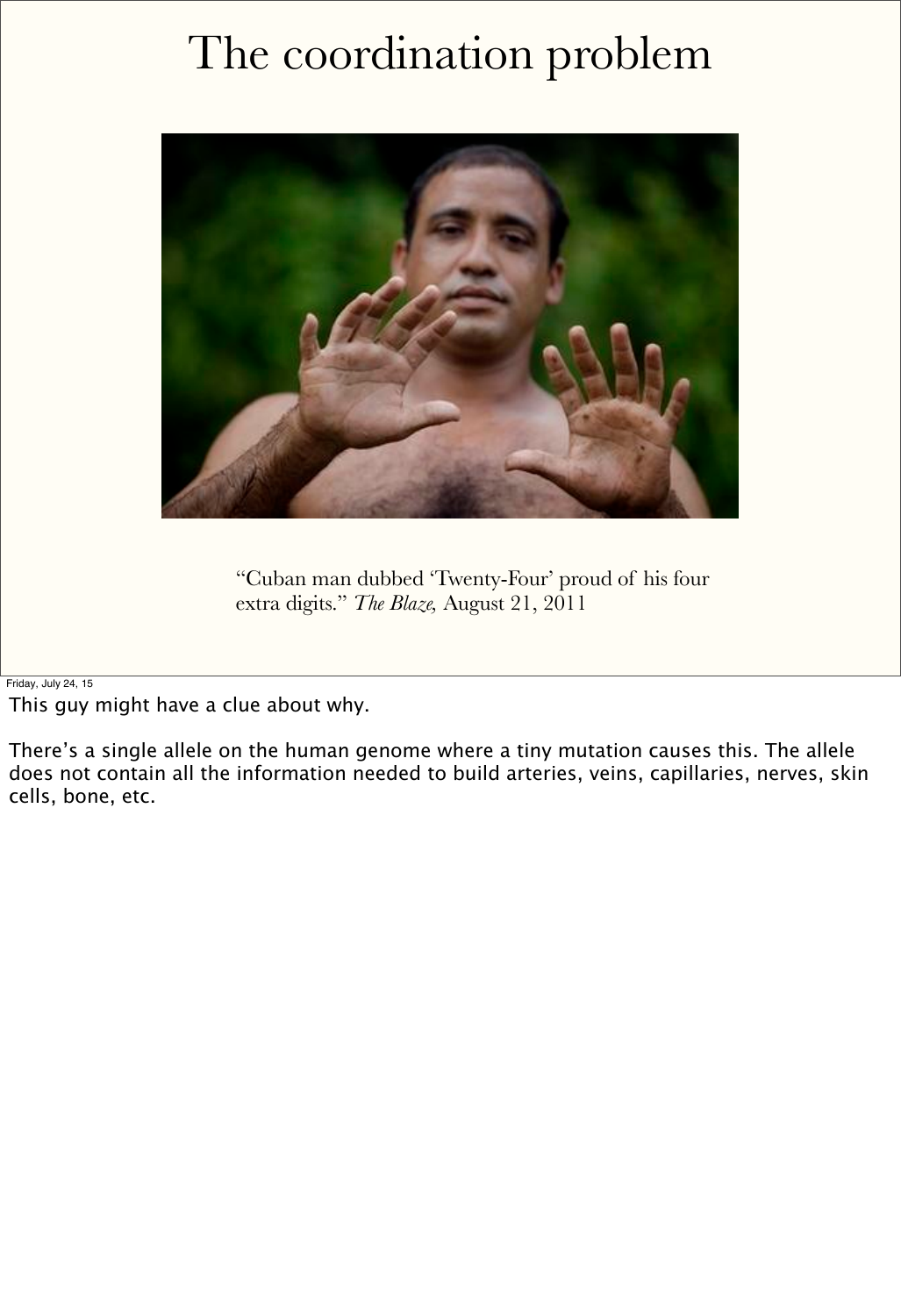# The coordination problem

"Cuban man dubbed 'Twenty-Four' proud of his four extra digits." *The Blaze*, August 21, 2011

Friday, July 24, 15

This guy might have a clue about why.

There's a single allele on the human genome where a tiny mutation causes this. The allele does not contain all the information needed to build arteries, veins, capillaries, nerves, skin cells, bone, etc.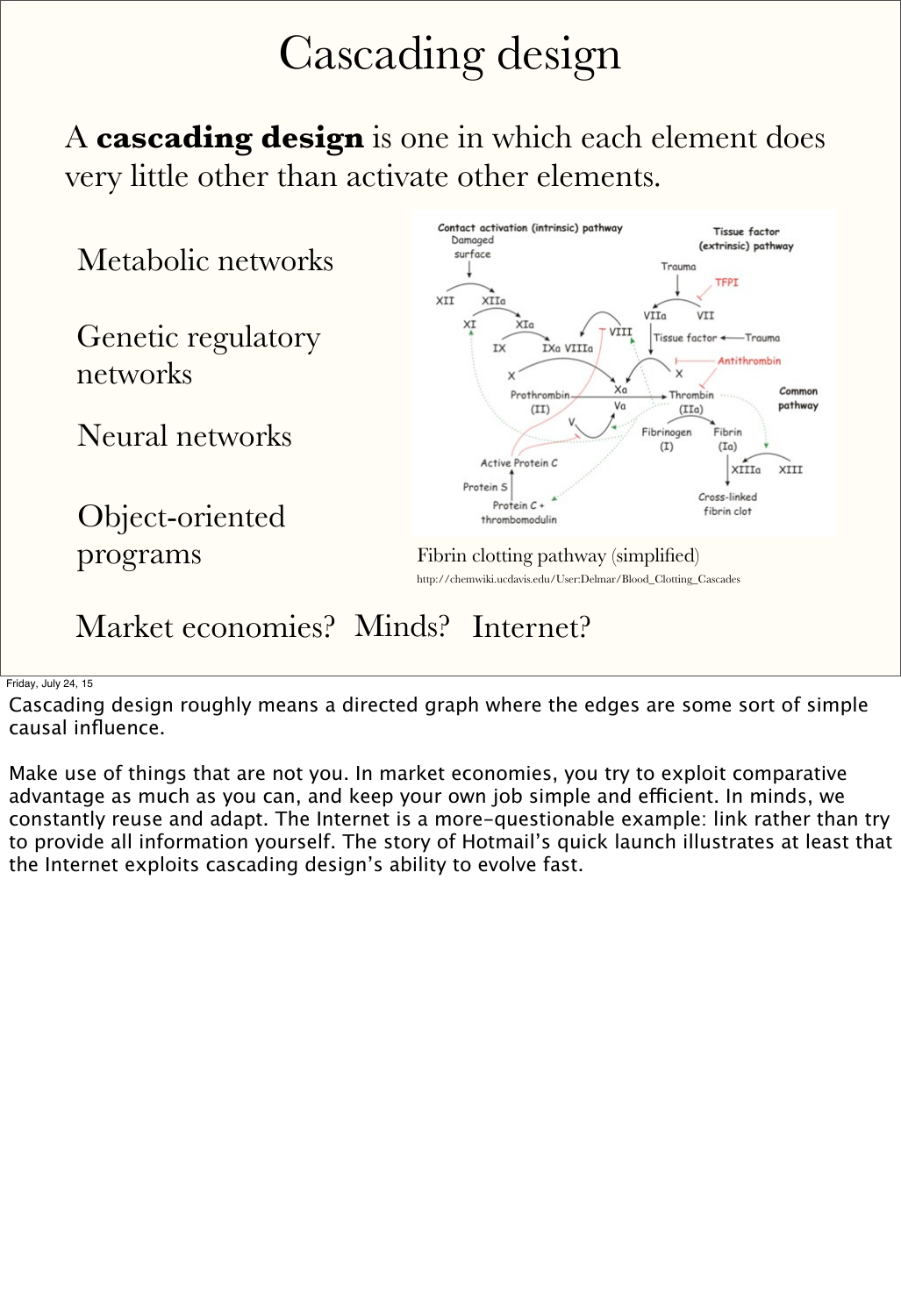# Cascading design

A **cascading design** is one in which each element does very little other than activate other elements.

Metabolic networks

Genetic regulatory networks

Neural networks

Object-oriented programs

Fibrin clotting pathway (simplified)

http://chemwiki.ucdavis.edu/User:Delmar/Blood_Clotting_Cascades

Market economies? Minds? Internet?

Friday, July 24, 15

Cascading design roughly means a directed graph where the edges are some sort of simple causal influence.

Make use of things that are not you. In market economies, you try to exploit comparative advantage as much as you can, and keep your own job simple and efficient. In minds, we constantly reuse and adapt. The Internet is a more-questionable example: link rather than try to provide all information yourself. The story of Hotmail's quick launch illustrates at least that the Internet exploits cascading design's ability to evolve fast.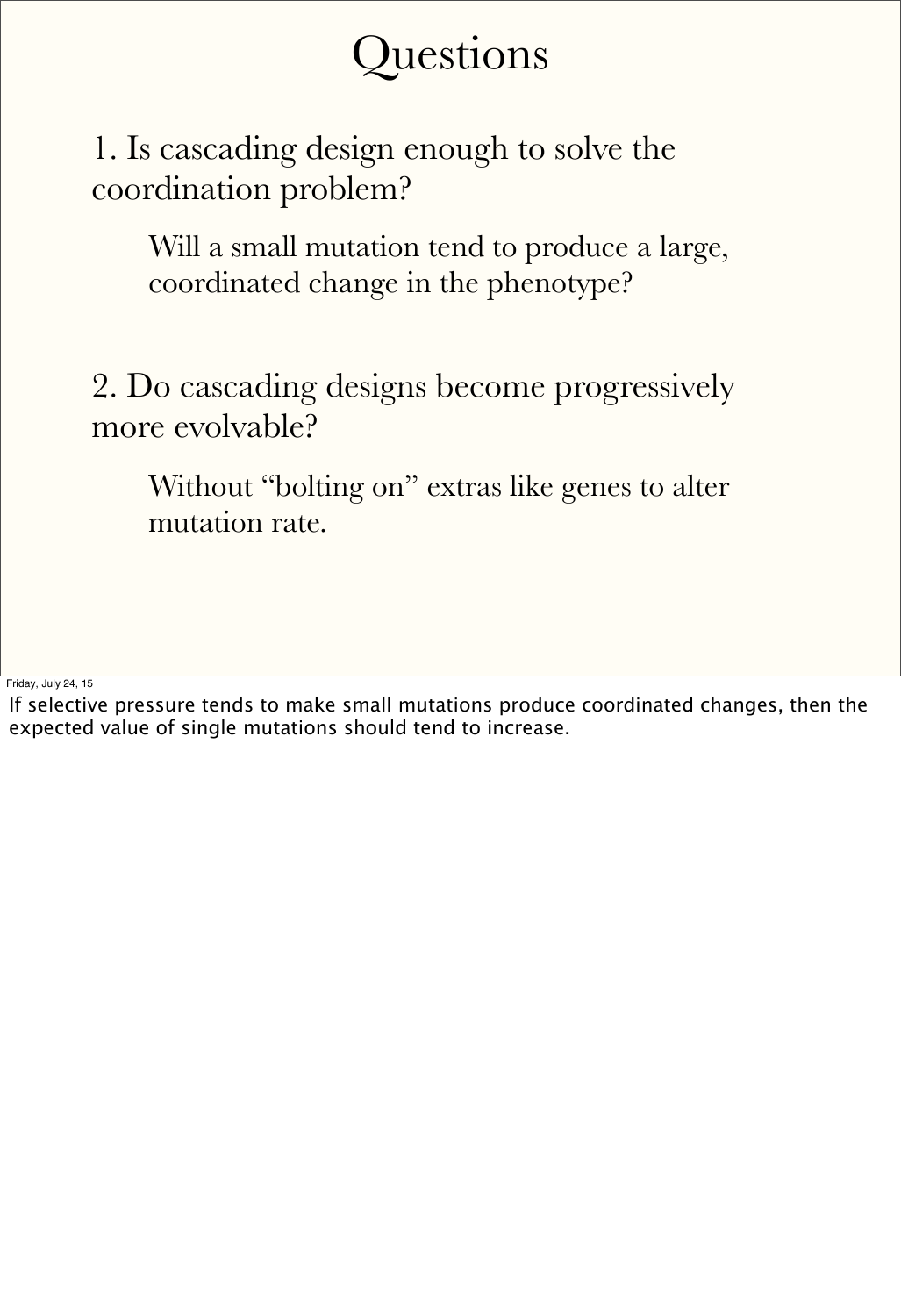# Questions

1. Is cascading design enough to solve the coordination problem?

    Will a small mutation tend to produce a large, coordinated change in the phenotype?

2. Do cascading designs become progressively more evolvable?

    Without "bolting on" extras like genes to alter mutation rate.

Friday, July 24, 15

If selective pressure tends to make small mutations produce coordinated changes, then the expected value of single mutations should tend to increase.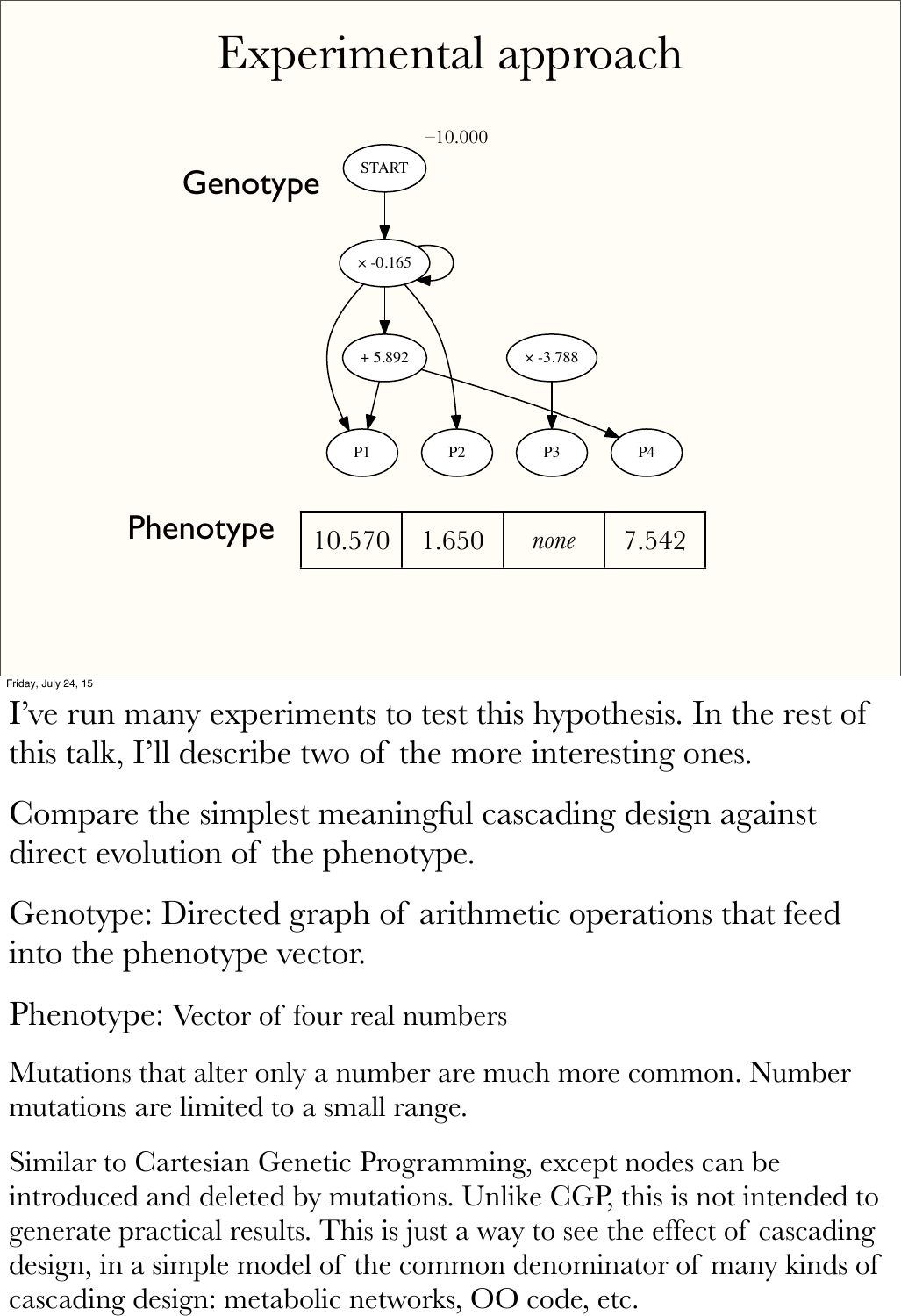# Experimental approach

Genotype

Phenotype

| 10.570 | 1.650 | *none* | 7.542 |
| --- | --- | --- | --- |

I've run many experiments to test this hypothesis. In the rest of this talk, I'll describe two of the more interesting ones.

Compare the simplest meaningful cascading design against direct evolution of the phenotype.

Genotype: Directed graph of arithmetic operations that feed into the phenotype vector.

Phenotype: Vector of four real numbers

Mutations that alter only a number are much more common. Number mutations are limited to a small range.

Similar to Cartesian Genetic Programming, except nodes can be introduced and deleted by mutations. Unlike CGP, this is not intended to generate practical results. This is just a way to see the effect of cascading design, in a simple model of the common denominator of many kinds of cascading design: metabolic networks, OO code, etc.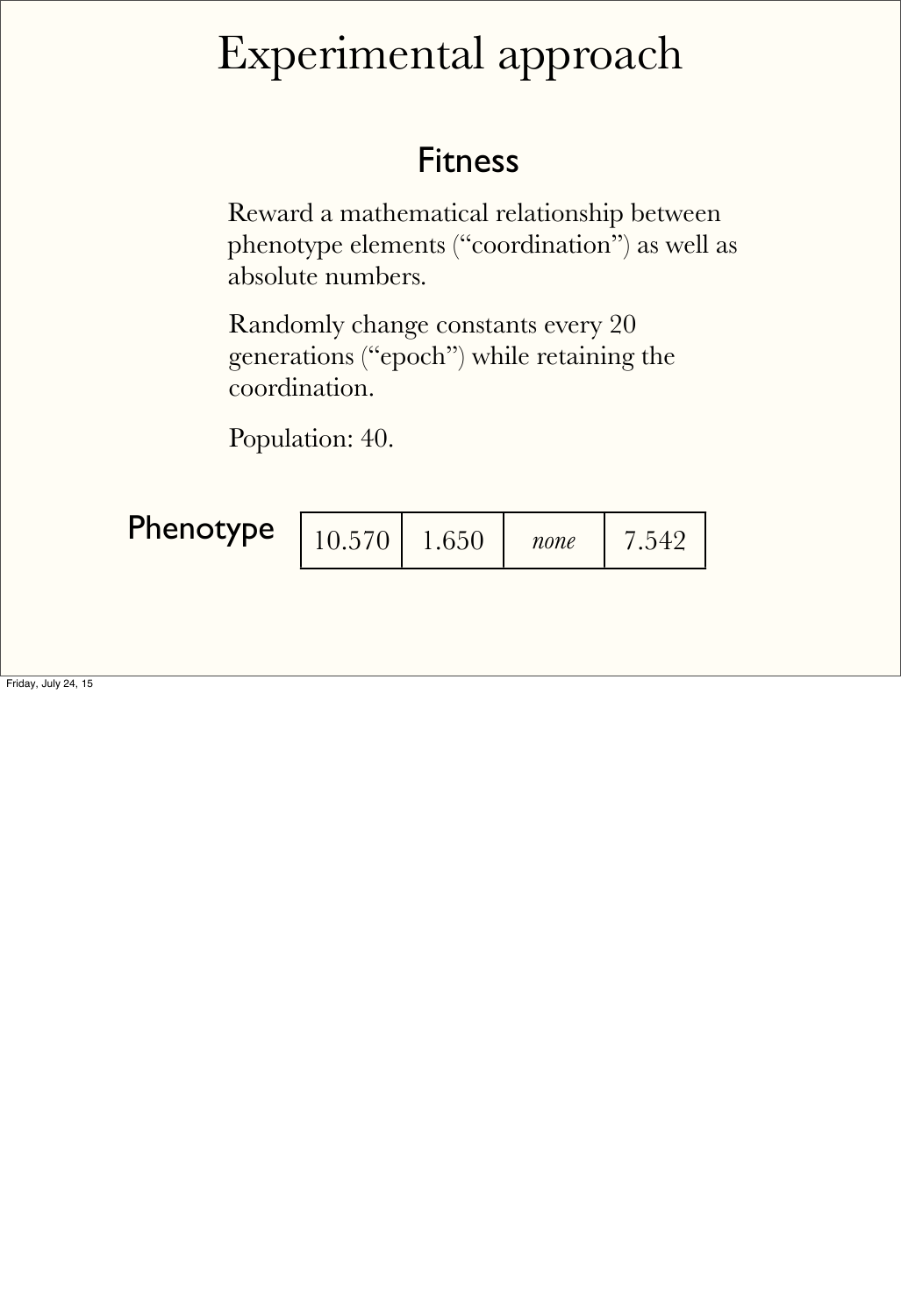# Experimental approach

## Fitness

Reward a mathematical relationship between phenotype elements (“coordination”) as well as absolute numbers.

Randomly change constants every 20 generations (“epoch”) while retaining the coordination.

Population: 40.

**Phenotype**

| 10.570 | 1.650 | *none* | 7.542 |
|---|---|---|---|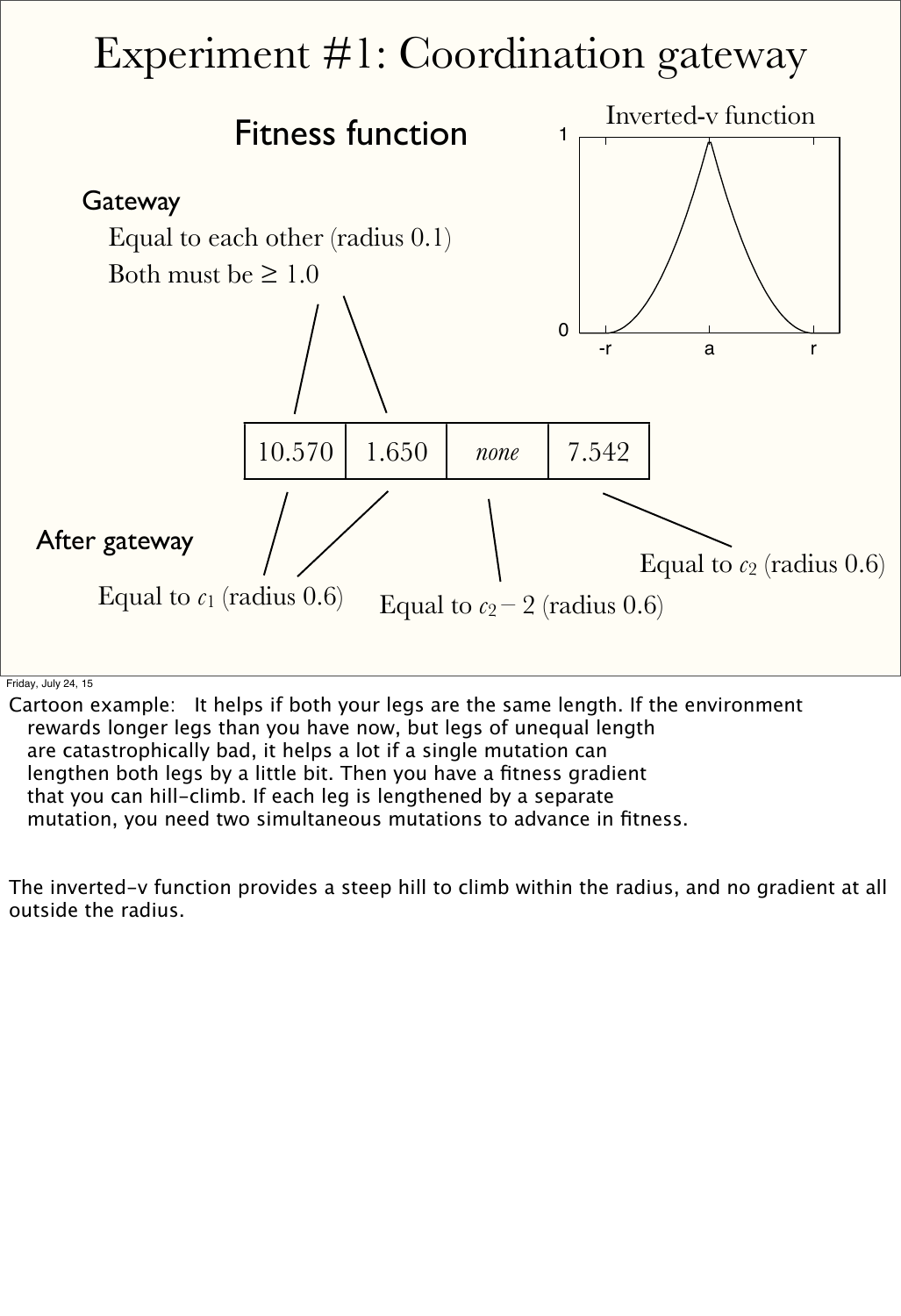# Experiment #1: Coordination gateway

## Fitness function

Inverted-v function

1

0

-r a r

**Gateway**

Equal to each other (radius 0.1)

Both must be ≥ 1.0

| 10.570 | 1.650 | *none* | 7.542 |
|---|---|---|---|

**After gateway**

Equal to $c_1$ (radius 0.6)

Equal to $c_2 - 2$ (radius 0.6)

Equal to $c_2$ (radius 0.6)

Cartoon example: It helps if both your legs are the same length. If the environment rewards longer legs than you have now, but legs of unequal length are catastrophically bad, it helps a lot if a single mutation can lengthen both legs by a little bit. Then you have a fitness gradient that you can hill-climb. If each leg is lengthened by a separate mutation, you need two simultaneous mutations to advance in fitness.

The inverted-v function provides a steep hill to climb within the radius, and no gradient at all outside the radius.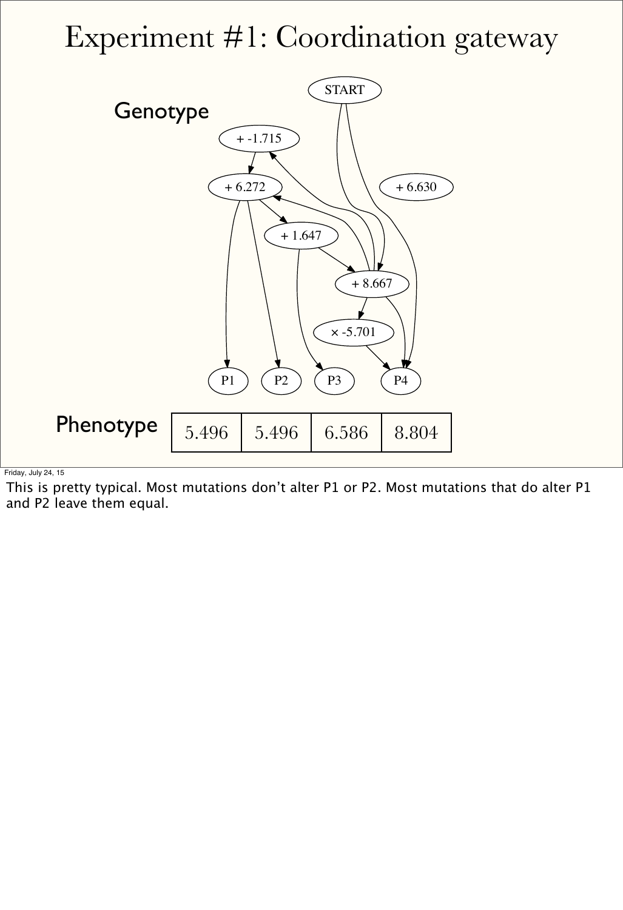# Experiment #1: Coordination gateway

Genotype

START

+ -1.715

+ 6.272

+ 6.630

+ 1.647

+ 8.667

× -5.701

P1 P2 P3 P4

Phenotype

| 5.496 | 5.496 | 6.586 | 8.804 |
|---|---|---|---|

Friday, July 24, 15

This is pretty typical. Most mutations don’t alter P1 or P2. Most mutations that do alter P1 and P2 leave them equal.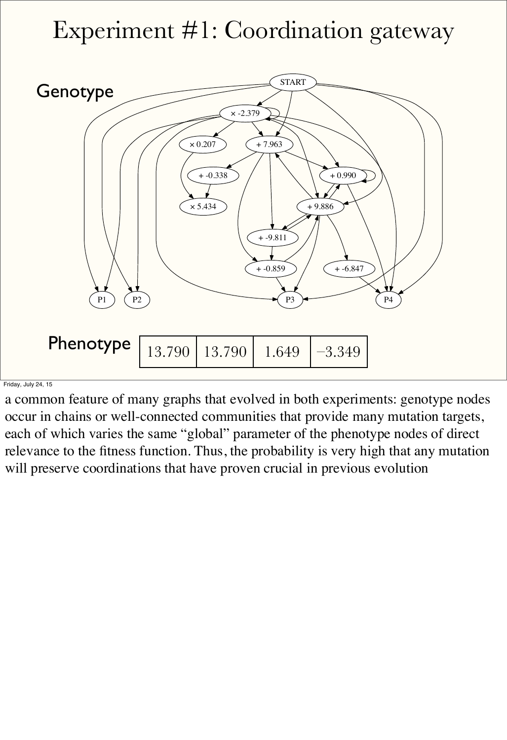# Experiment #1: Coordination gateway

Genotype

Phenotype

| 13.790 | 13.790 | 1.649 | −3.349 |
|---|---|---|---|

a common feature of many graphs that evolved in both experiments: genotype nodes occur in chains or well-connected communities that provide many mutation targets, each of which varies the same "global" parameter of the phenotype nodes of direct relevance to the fitness function. Thus, the probability is very high that any mutation will preserve coordinations that have proven crucial in previous evolution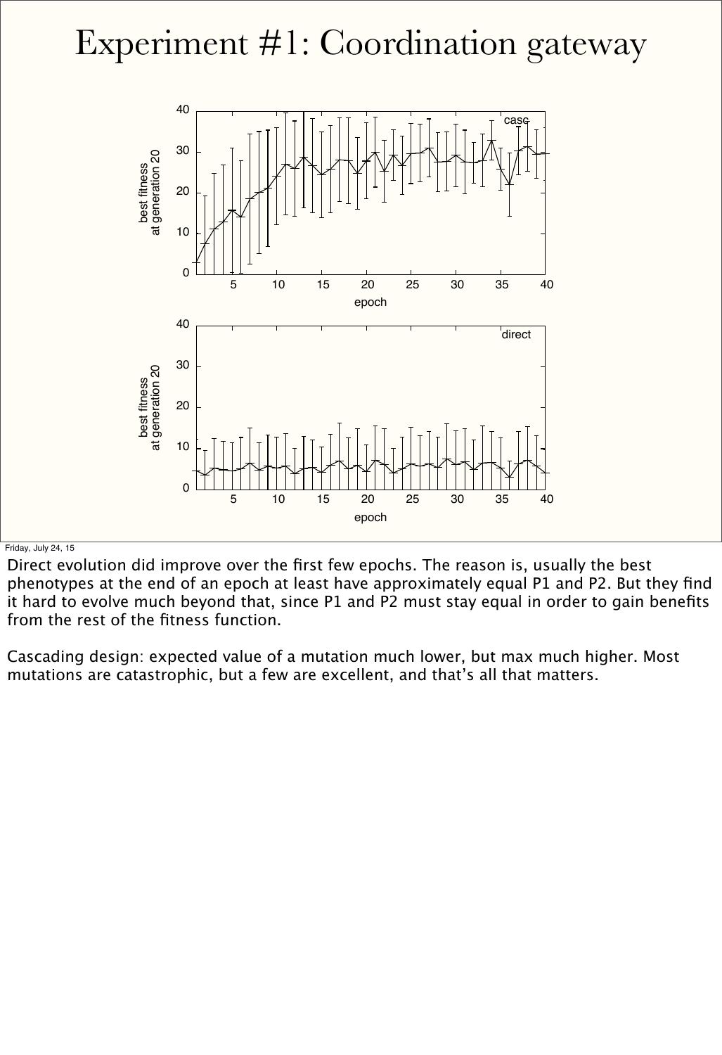# Experiment #1: Coordination gateway

Direct evolution did improve over the first few epochs. The reason is, usually the best phenotypes at the end of an epoch at least have approximately equal P1 and P2. But they find it hard to evolve much beyond that, since P1 and P2 must stay equal in order to gain benefits from the rest of the fitness function.

Cascading design: expected value of a mutation much lower, but max much higher. Most mutations are catastrophic, but a few are excellent, and that's all that matters.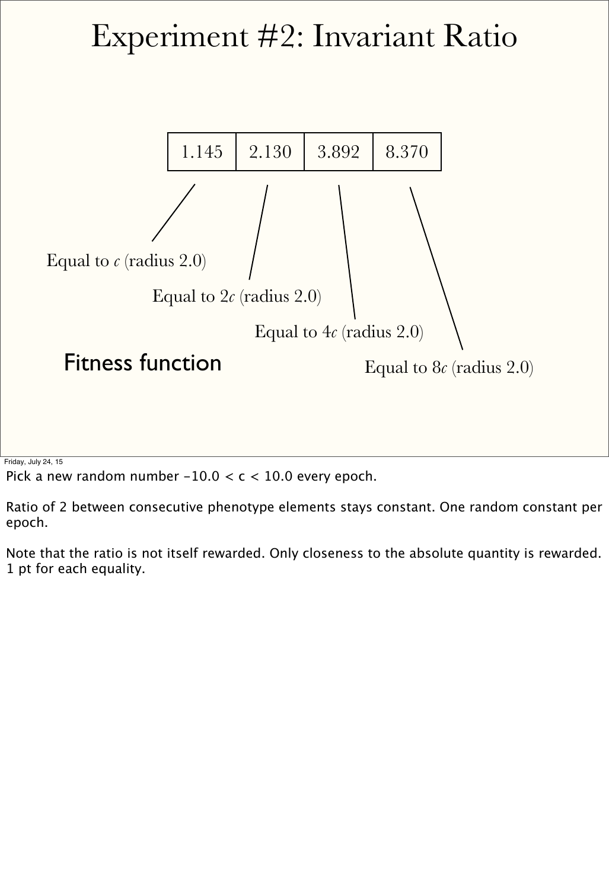# Experiment #2: Invariant Ratio

| 1.145 | 2.130 | 3.892 | 8.370 |
| --- | --- | --- | --- |

Equal to $c$ (radius 2.0)

Equal to $2c$ (radius 2.0)

Equal to $4c$ (radius 2.0)

Equal to $8c$ (radius 2.0)

Fitness function

Pick a new random number $-10.0 < c < 10.0$ every epoch.

Ratio of 2 between consecutive phenotype elements stays constant. One random constant per epoch.

Note that the ratio is not itself rewarded. Only closeness to the absolute quantity is rewarded. 1 pt for each equality.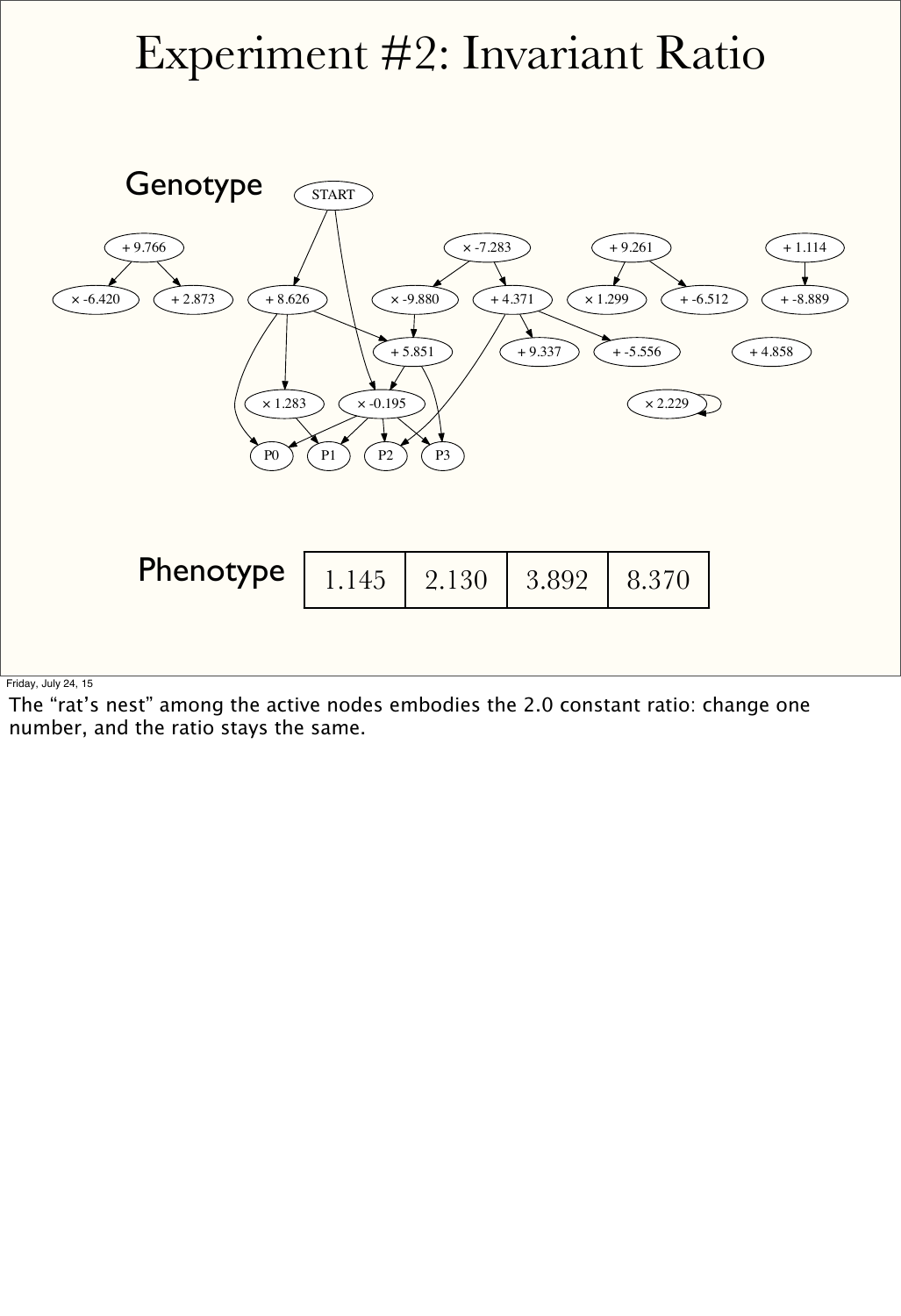# Experiment #2: Invariant Ratio

Genotype

Phenotype

| 1.145 | 2.130 | 3.892 | 8.370 |
| --- | --- | --- | --- |

Friday, July 24, 15

The “rat’s nest” among the active nodes embodies the 2.0 constant ratio: change one number, and the ratio stays the same.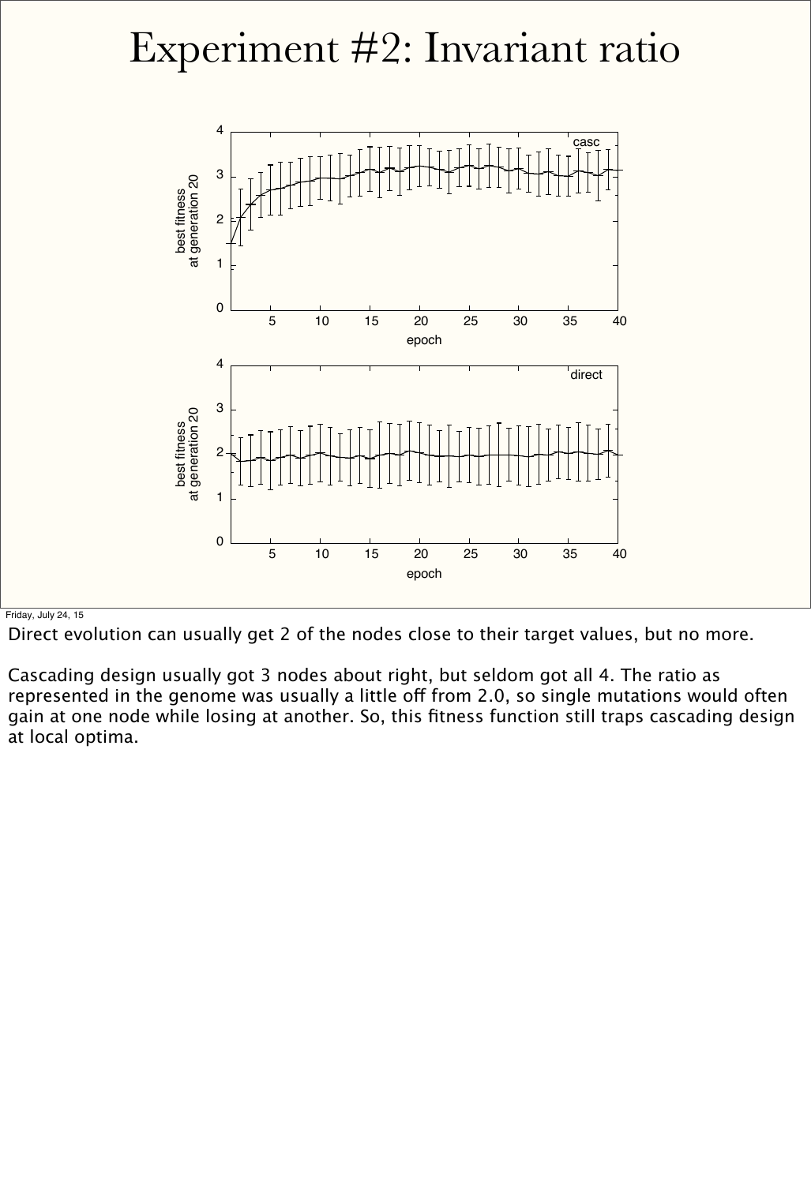# Experiment #2: Invariant ratio

Direct evolution can usually get 2 of the nodes close to their target values, but no more.

Cascading design usually got 3 nodes about right, but seldom got all 4. The ratio as represented in the genome was usually a little off from 2.0, so single mutations would often gain at one node while losing at another. So, this fitness function still traps cascading design at local optima.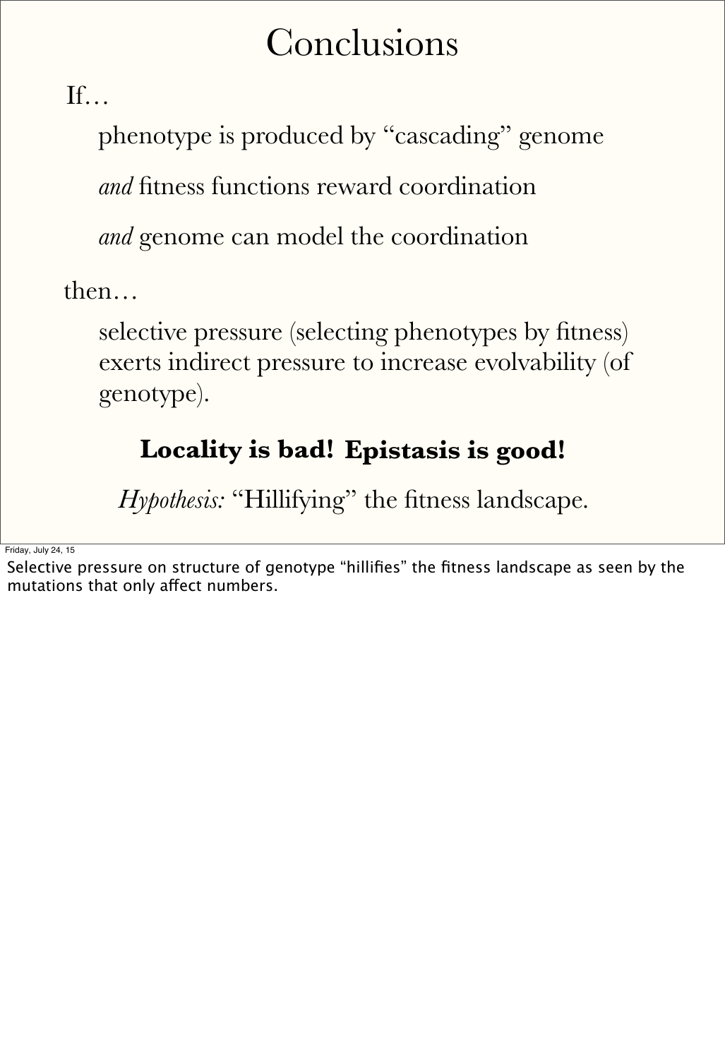# Conclusions

If…

phenotype is produced by "cascading" genome

*and* fitness functions reward coordination

*and* genome can model the coordination

then…

selective pressure (selecting phenotypes by fitness) exerts indirect pressure to increase evolvability (of genotype).

**Locality is bad! Epistasis is good!**

*Hypothesis:* "Hillifying" the fitness landscape.

Selective pressure on structure of genotype "hillifies" the fitness landscape as seen by the mutations that only affect numbers.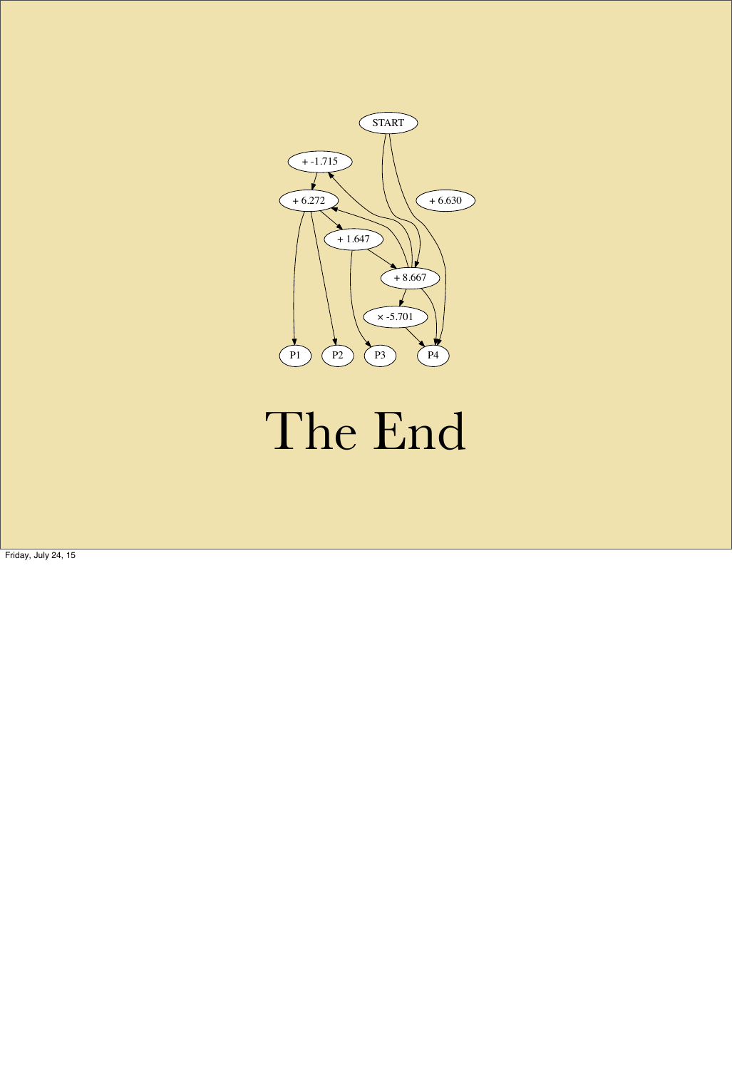START

+ -1.715

+ 6.272

+ 6.630

+ 1.647

+ 8.667

× -5.701

P1 P2 P3 P4

# The End